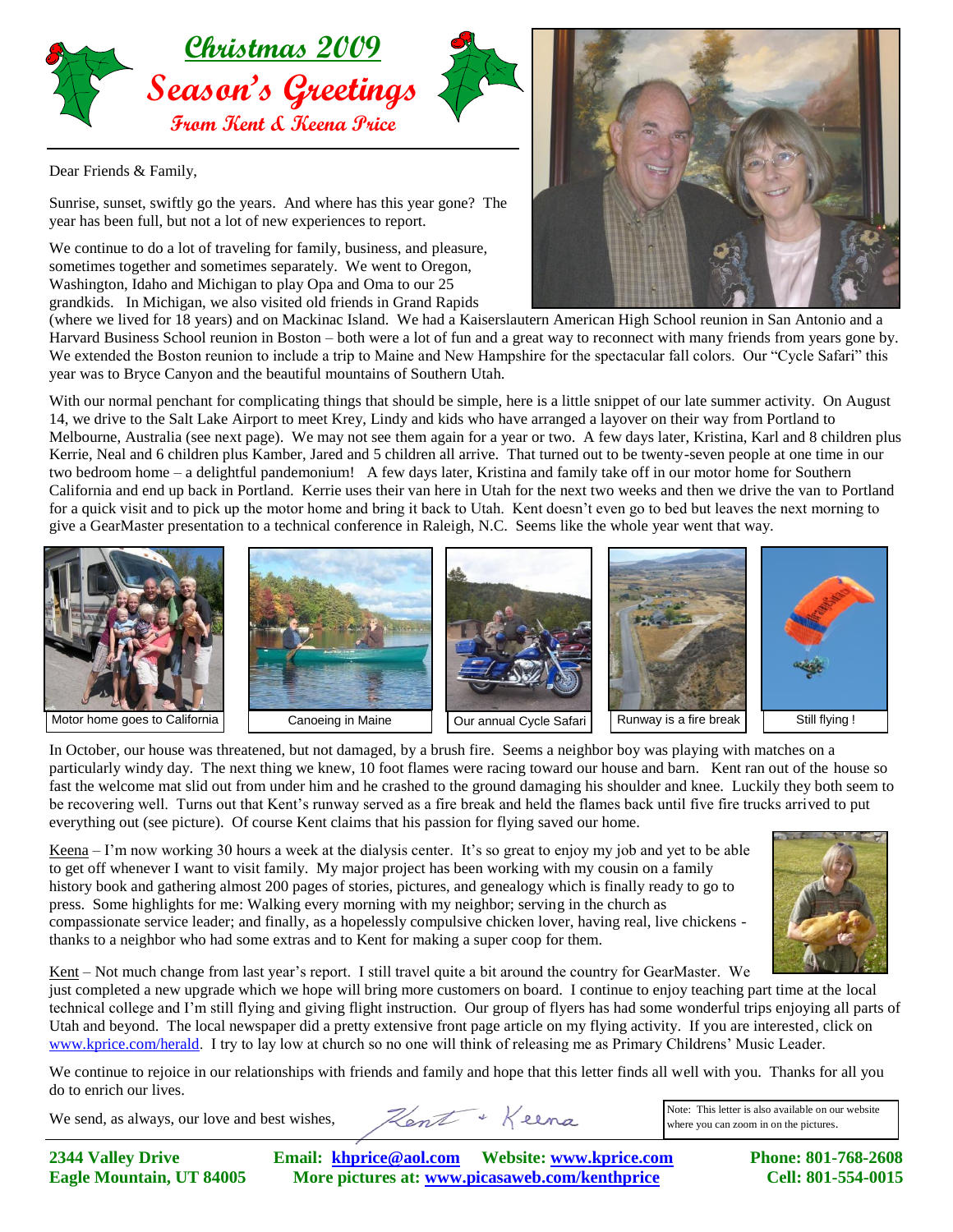# Christmas 2009

## Season's Greetings

### From Kent & Keena Price

Dear Friends & Family,

Sunrise, sunset, swiftly go the years. And where has this year gone? The year has been full, but not a lot of new experiences to report.

We continue to do a lot of traveling for family, business, and pleasure, sometimes together and sometimes separately. We went to Oregon, Washington, Idaho and Michigan to play Opa and Oma to our 25 grandkids. In Michigan, we also visited old friends in Grand Rapids (where we lived for 18 years) and on Mackinac Island. We had a Kaiserslautern American High School reunion in San Antonio and a Harvard Business School reunion in Boston – both were a lot of fun and a great way to reconnect with many friends from years gone by. We extended the Boston reunion to include a trip to Maine and New Hampshire for the spectacular fall colors. Our "Cycle Safari" this year was to Bryce Canyon and the beautiful mountains of Southern Utah.

With our normal penchant for complicating things that should be simple, here is a little snippet of our late summer activity. On August 14, we drive to the Salt Lake Airport to meet Krey, Lindy and kids who have arranged a layover on their way from Portland to Melbourne, Australia (see next page). We may not see them again for a year or two. A few days later, Kristina, Karl and 8 children plus Kerrie, Neal and 6 children plus Kamber, Jared and 5 children all arrive. That turned out to be twenty-seven people at one time in our two bedroom home – a delightful pandemonium! A few days later, Kristina and family take off in our motor home for Southern California and end up back in Portland. Kerrie uses their van here in Utah for the next two weeks and then we drive the van to Portland for a quick visit and to pick up the motor home and bring it back to Utah. Kent doesn't even go to bed but leaves the next morning to give a GearMaster presentation to a technical conference in Raleigh, N.C. Seems like the whole year went that way.

Motor home goes to California

Canoeing in Maine

Our annual Cycle Safari

Runway is a fire break

Still flying !

In October, our house was threatened, but not damaged, by a brush fire. Seems a neighbor boy was playing with matches on a particularly windy day. The next thing we knew, 10 foot flames were racing toward our house and barn. Kent ran out of the house so fast the welcome mat slid out from under him and he crashed to the ground damaging his shoulder and knee. Luckily they both seem to be recovering well. Turns out that Kent's runway served as a fire break and held the flames back until five fire trucks arrived to put everything out (see picture). Of course Kent claims that his passion for flying saved our home.

Keena – I'm now working 30 hours a week at the dialysis center. It's so great to enjoy my job and yet to be able to get off whenever I want to visit family. My major project has been working with my cousin on a family history book and gathering almost 200 pages of stories, pictures, and genealogy which is finally ready to go to press. Some highlights for me: Walking every morning with my neighbor; serving in the church as compassionate service leader; and finally, as a hopelessly compulsive chicken lover, having real, live chickens - thanks to a neighbor who had some extras and to Kent for making a super coop for them.

Kent – Not much change from last year's report. I still travel quite a bit around the country for GearMaster. We just completed a new upgrade which we hope will bring more customers on board. I continue to enjoy teaching part time at the local technical college and I'm still flying and giving flight instruction. Our group of flyers has had some wonderful trips enjoying all parts of Utah and beyond. The local newspaper did a pretty extensive front page article on my flying activity. If you are interested, click on www.kprice.com/herald. I try to lay low at church so no one will think of releasing me as Primary Childrens' Music Leader.

We continue to rejoice in our relationships with friends and family and hope that this letter finds all well with you. Thanks for all you do to enrich our lives.

We send, as always, our love and best wishes,

Kent + Keena

Note: This letter is also available on our website where you can zoom in on the pictures.

**2344 Valley Drive**
**Eagle Mountain, UT 84005**

**Email: khprice@aol.com Website: www.kprice.com**
**More pictures at: www.picasaweb.com/kenthprice**

**Phone: 801-768-2608**
**Cell: 801-554-0015**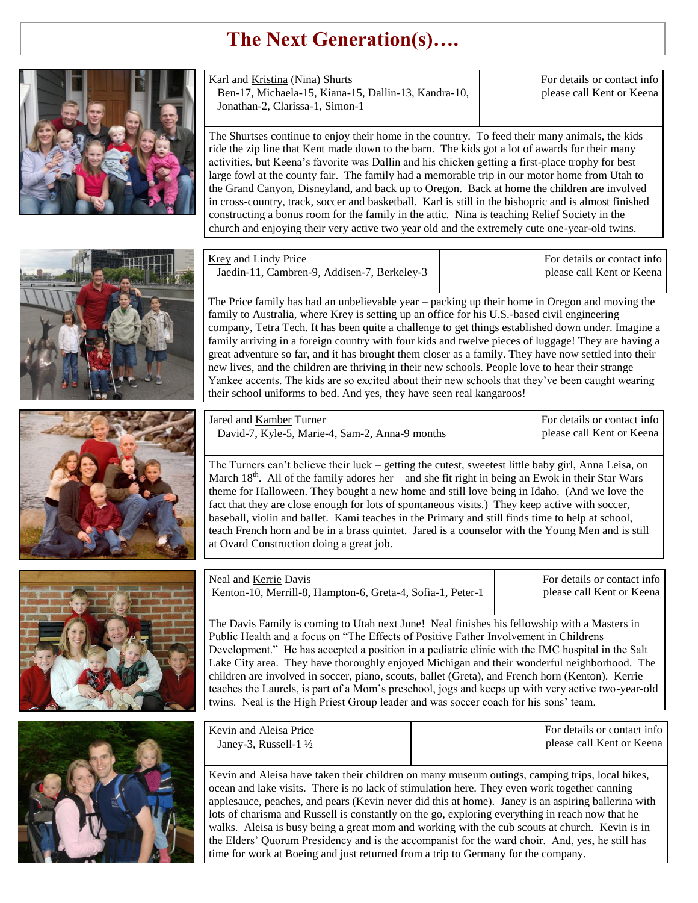# The Next Generation(s)….

Karl and Kristina (Nina) Shurts
Ben-17, Michaela-15, Kiana-15, Dallin-13, Kandra-10, Jonathan-2, Clarissa-1, Simon-1

For details or contact info please call Kent or Keena

The Shurtses continue to enjoy their home in the country. To feed their many animals, the kids ride the zip line that Kent made down to the barn. The kids got a lot of awards for their many activities, but Keena's favorite was Dallin and his chicken getting a first-place trophy for best large fowl at the county fair. The family had a memorable trip in our motor home from Utah to the Grand Canyon, Disneyland, and back up to Oregon. Back at home the children are involved in cross-country, track, soccer and basketball. Karl is still in the bishopric and is almost finished constructing a bonus room for the family in the attic. Nina is teaching Relief Society in the church and enjoying their very active two year old and the extremely cute one-year-old twins.

Krey and Lindy Price
Jaedin-11, Cambren-9, Addisen-7, Berkeley-3

For details or contact info please call Kent or Keena

The Price family has had an unbelievable year – packing up their home in Oregon and moving the family to Australia, where Krey is setting up an office for his U.S.-based civil engineering company, Tetra Tech. It has been quite a challenge to get things established down under. Imagine a family arriving in a foreign country with four kids and twelve pieces of luggage! They are having a great adventure so far, and it has brought them closer as a family. They have now settled into their new lives, and the children are thriving in their new schools. People love to hear their strange Yankee accents. The kids are so excited about their new schools that they've been caught wearing their school uniforms to bed. And yes, they have seen real kangaroos!

Jared and Kamber Turner
David-7, Kyle-5, Marie-4, Sam-2, Anna-9 months

For details or contact info please call Kent or Keena

The Turners can't believe their luck – getting the cutest, sweetest little baby girl, Anna Leisa, on March 18th. All of the family adores her – and she fit right in being an Ewok in their Star Wars theme for Halloween. They bought a new home and still love being in Idaho. (And we love the fact that they are close enough for lots of spontaneous visits.) They keep active with soccer, baseball, violin and ballet. Kami teaches in the Primary and still finds time to help at school, teach French horn and be in a brass quintet. Jared is a counselor with the Young Men and is still at Ovard Construction doing a great job.

Neal and Kerrie Davis
Kenton-10, Merrill-8, Hampton-6, Greta-4, Sofia-1, Peter-1

For details or contact info please call Kent or Keena

The Davis Family is coming to Utah next June! Neal finishes his fellowship with a Masters in Public Health and a focus on "The Effects of Positive Father Involvement in Childrens Development." He has accepted a position in a pediatric clinic with the IMC hospital in the Salt Lake City area. They have thoroughly enjoyed Michigan and their wonderful neighborhood. The children are involved in soccer, piano, scouts, ballet (Greta), and French horn (Kenton). Kerrie teaches the Laurels, is part of a Mom's preschool, jogs and keeps up with very active two-year-old twins. Neal is the High Priest Group leader and was soccer coach for his sons' team.

Kevin and Aleisa Price
Janey-3, Russell-1 ½

For details or contact info please call Kent or Keena

Kevin and Aleisa have taken their children on many museum outings, camping trips, local hikes, ocean and lake visits. There is no lack of stimulation here. They even work together canning applesauce, peaches, and pears (Kevin never did this at home). Janey is an aspiring ballerina with lots of charisma and Russell is constantly on the go, exploring everything in reach now that he walks. Aleisa is busy being a great mom and working with the cub scouts at church. Kevin is in the Elders' Quorum Presidency and is the accompanist for the ward choir. And, yes, he still has time for work at Boeing and just returned from a trip to Germany for the company.